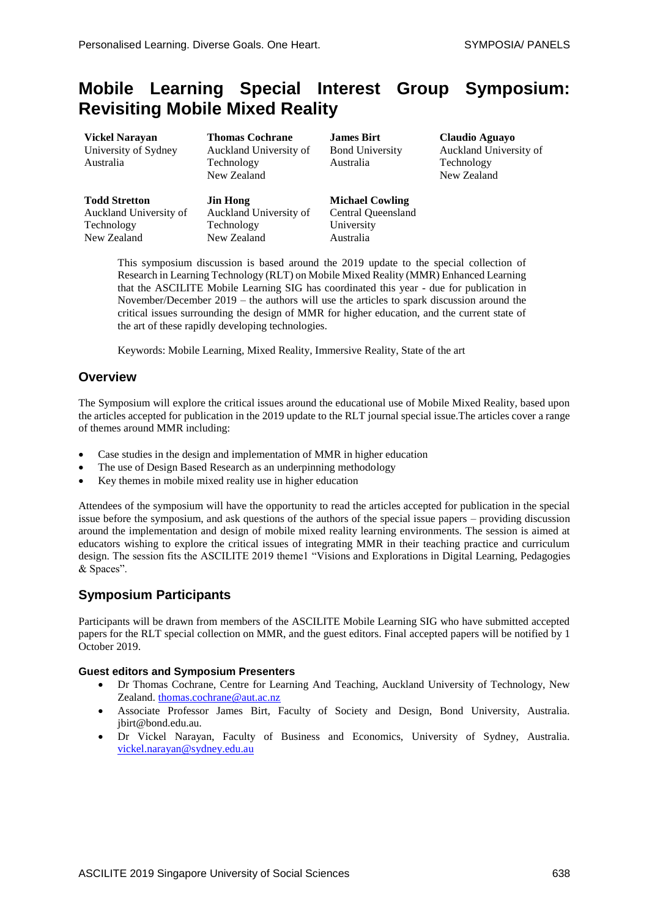# Mobile Learning Special Interest Group Symposium: Revisiting Mobile Mixed Reality

**Vickel Narayan**
University of Sydney
Australia

**Thomas Cochrane**
Auckland University of Technology
New Zealand

**James Birt**
Bond University
Australia

**Claudio Aguayo**
Auckland University of Technology
New Zealand

**Todd Stretton**
Auckland University of Technology
New Zealand

**Jin Hong**
Auckland University of Technology
New Zealand

**Michael Cowling**
Central Queensland University
Australia

This symposium discussion is based around the 2019 update to the special collection of Research in Learning Technology (RLT) on Mobile Mixed Reality (MMR) Enhanced Learning that the ASCILITE Mobile Learning SIG has coordinated this year - due for publication in November/December 2019 – the authors will use the articles to spark discussion around the critical issues surrounding the design of MMR for higher education, and the current state of the art of these rapidly developing technologies.

Keywords: Mobile Learning, Mixed Reality, Immersive Reality, State of the art

## Overview

The Symposium will explore the critical issues around the educational use of Mobile Mixed Reality, based upon the articles accepted for publication in the 2019 update to the RLT journal special issue.The articles cover a range of themes around MMR including:

- Case studies in the design and implementation of MMR in higher education
- The use of Design Based Research as an underpinning methodology
- Key themes in mobile mixed reality use in higher education

Attendees of the symposium will have the opportunity to read the articles accepted for publication in the special issue before the symposium, and ask questions of the authors of the special issue papers – providing discussion around the implementation and design of mobile mixed reality learning environments. The session is aimed at educators wishing to explore the critical issues of integrating MMR in their teaching practice and curriculum design. The session fits the ASCILITE 2019 theme1 "Visions and Explorations in Digital Learning, Pedagogies & Spaces".

## Symposium Participants

Participants will be drawn from members of the ASCILITE Mobile Learning SIG who have submitted accepted papers for the RLT special collection on MMR, and the guest editors. Final accepted papers will be notified by 1 October 2019.

### Guest editors and Symposium Presenters

- Dr Thomas Cochrane, Centre for Learning And Teaching, Auckland University of Technology, New Zealand. thomas.cochrane@aut.ac.nz
- Associate Professor James Birt, Faculty of Society and Design, Bond University, Australia. jbirt@bond.edu.au.
- Dr Vickel Narayan, Faculty of Business and Economics, University of Sydney, Australia. vickel.narayan@sydney.edu.au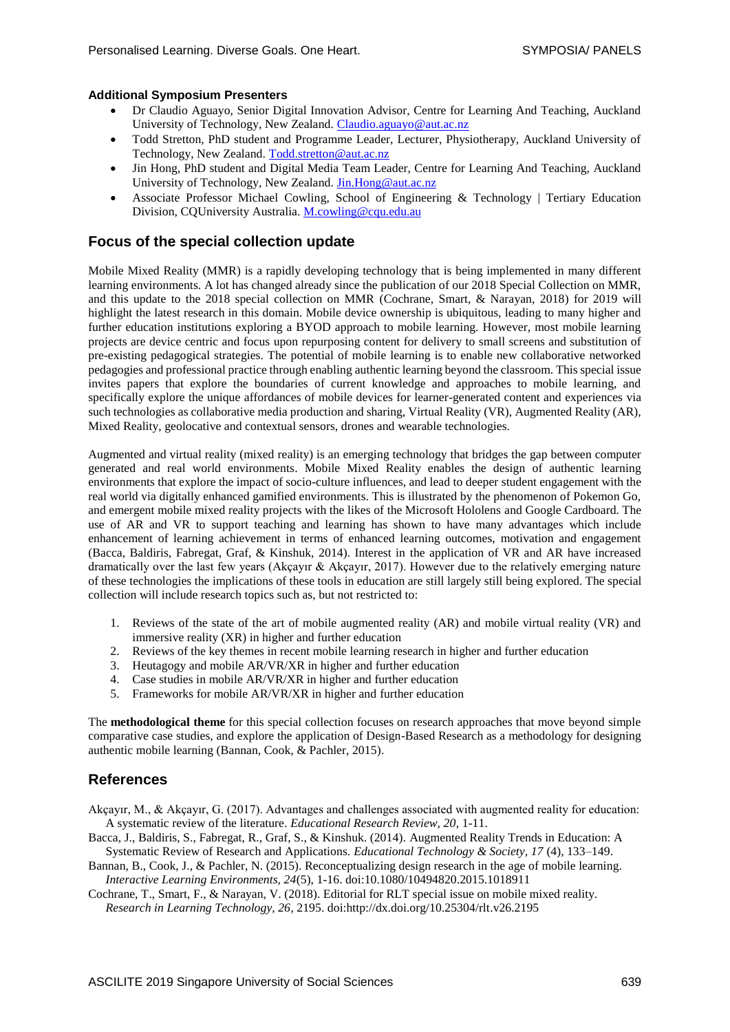#### Additional Symposium Presenters

- Dr Claudio Aguayo, Senior Digital Innovation Advisor, Centre for Learning And Teaching, Auckland University of Technology, New Zealand. Claudio.aguayo@aut.ac.nz
- Todd Stretton, PhD student and Programme Leader, Lecturer, Physiotherapy, Auckland University of Technology, New Zealand. Todd.stretton@aut.ac.nz
- Jin Hong, PhD student and Digital Media Team Leader, Centre for Learning And Teaching, Auckland University of Technology, New Zealand. Jin.Hong@aut.ac.nz
- Associate Professor Michael Cowling, School of Engineering & Technology | Tertiary Education Division, CQUniversity Australia. M.cowling@cqu.edu.au

## Focus of the special collection update

Mobile Mixed Reality (MMR) is a rapidly developing technology that is being implemented in many different learning environments. A lot has changed already since the publication of our 2018 Special Collection on MMR, and this update to the 2018 special collection on MMR (Cochrane, Smart, & Narayan, 2018) for 2019 will highlight the latest research in this domain. Mobile device ownership is ubiquitous, leading to many higher and further education institutions exploring a BYOD approach to mobile learning. However, most mobile learning projects are device centric and focus upon repurposing content for delivery to small screens and substitution of pre-existing pedagogical strategies. The potential of mobile learning is to enable new collaborative networked pedagogies and professional practice through enabling authentic learning beyond the classroom. This special issue invites papers that explore the boundaries of current knowledge and approaches to mobile learning, and specifically explore the unique affordances of mobile devices for learner-generated content and experiences via such technologies as collaborative media production and sharing, Virtual Reality (VR), Augmented Reality (AR), Mixed Reality, geolocative and contextual sensors, drones and wearable technologies.

Augmented and virtual reality (mixed reality) is an emerging technology that bridges the gap between computer generated and real world environments. Mobile Mixed Reality enables the design of authentic learning environments that explore the impact of socio-culture influences, and lead to deeper student engagement with the real world via digitally enhanced gamified environments. This is illustrated by the phenomenon of Pokemon Go, and emergent mobile mixed reality projects with the likes of the Microsoft Hololens and Google Cardboard. The use of AR and VR to support teaching and learning has shown to have many advantages which include enhancement of learning achievement in terms of enhanced learning outcomes, motivation and engagement (Bacca, Baldiris, Fabregat, Graf, & Kinshuk, 2014). Interest in the application of VR and AR have increased dramatically over the last few years (Akçayır & Akçayır, 2017). However due to the relatively emerging nature of these technologies the implications of these tools in education are still largely still being explored. The special collection will include research topics such as, but not restricted to:

1. Reviews of the state of the art of mobile augmented reality (AR) and mobile virtual reality (VR) and immersive reality (XR) in higher and further education
2. Reviews of the key themes in recent mobile learning research in higher and further education
3. Heutagogy and mobile AR/VR/XR in higher and further education
4. Case studies in mobile AR/VR/XR in higher and further education
5. Frameworks for mobile AR/VR/XR in higher and further education

The **methodological theme** for this special collection focuses on research approaches that move beyond simple comparative case studies, and explore the application of Design-Based Research as a methodology for designing authentic mobile learning (Bannan, Cook, & Pachler, 2015).

## References

Akçayır, M., & Akçayır, G. (2017). Advantages and challenges associated with augmented reality for education: A systematic review of the literature. *Educational Research Review, 20*, 1-11.

Bacca, J., Baldiris, S., Fabregat, R., Graf, S., & Kinshuk. (2014). Augmented Reality Trends in Education: A Systematic Review of Research and Applications. *Educational Technology & Society, 17* (4), 133–149.

Bannan, B., Cook, J., & Pachler, N. (2015). Reconceptualizing design research in the age of mobile learning. *Interactive Learning Environments, 24*(5), 1-16. doi:10.1080/10494820.2015.1018911

Cochrane, T., Smart, F., & Narayan, V. (2018). Editorial for RLT special issue on mobile mixed reality. *Research in Learning Technology, 26*, 2195. doi:http://dx.doi.org/10.25304/rlt.v26.2195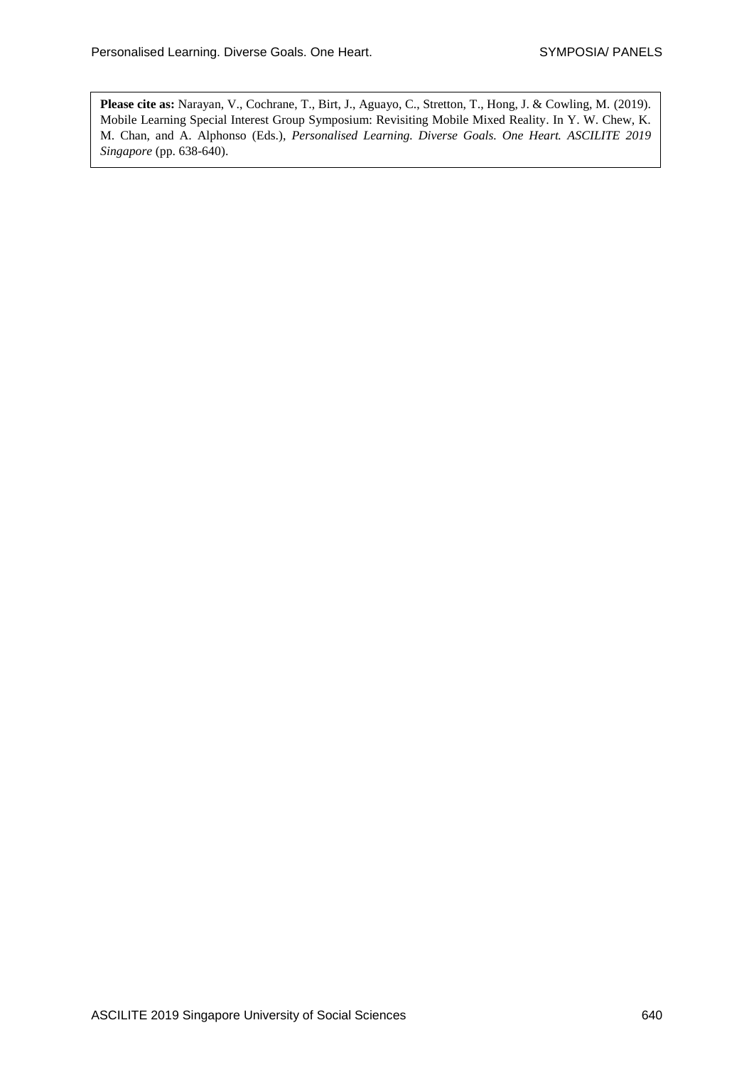**Please cite as:** Narayan, V., Cochrane, T., Birt, J., Aguayo, C., Stretton, T., Hong, J. & Cowling, M. (2019). Mobile Learning Special Interest Group Symposium: Revisiting Mobile Mixed Reality. In Y. W. Chew, K. M. Chan, and A. Alphonso (Eds.), *Personalised Learning. Diverse Goals. One Heart. ASCILITE 2019 Singapore* (pp. 638-640).